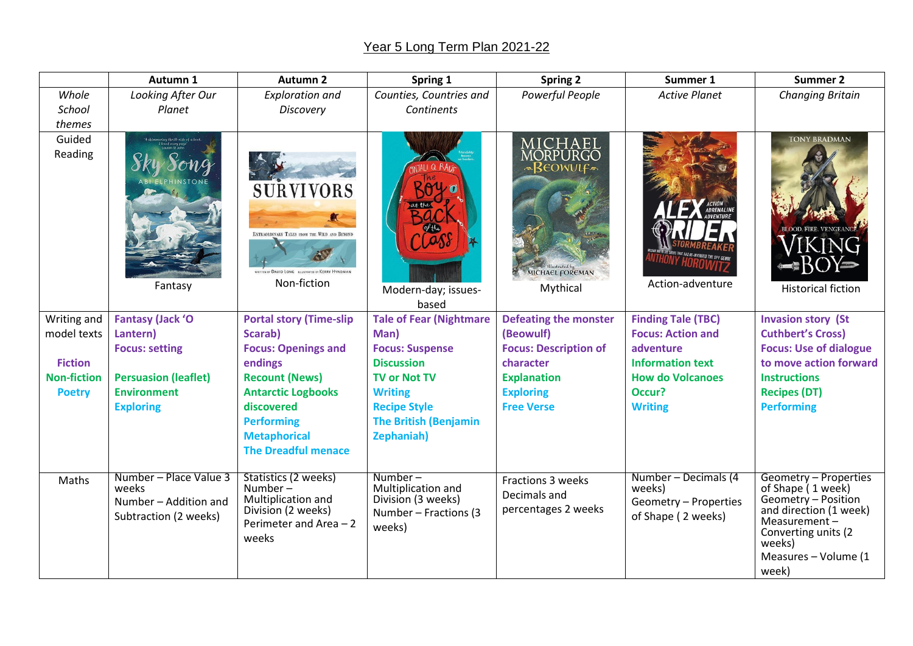# Year 5 Long Term Plan 2021-22

| | Autumn 1 | Autumn 2 | Spring 1 | Spring 2 | Summer 1 | Summer 2 |
|---|---|---|---|---|---|---|
| *Whole School themes* | *Looking After Our Planet* | *Exploration and Discovery* | *Counties, Countries and Continents* | *Powerful People* | *Active Planet* | *Changing Britain* |
| Guided Reading | Fantasy | Non-fiction | Modern-day; issues-based | Mythical | Action-adventure | Historical fiction |
| Writing and model texts<br><br>**Fiction**<br>**Non-fiction**<br>**Poetry** | **Fantasy (Jack 'O Lantern)**<br>**Focus: setting**<br><br>**Persuasion (leaflet)**<br>**Environment**<br>**Exploring** | **Portal story (Time-slip Scarab)**<br>**Focus: Openings and endings**<br>**Recount (News)**<br>**Antarctic Logbooks discovered**<br>**Performing**<br>**Metaphorical**<br>**The Dreadful menace** | **Tale of Fear (Nightmare Man)**<br>**Focus: Suspense**<br>**Discussion**<br>**TV or Not TV**<br>**Writing**<br>**Recipe Style**<br>**The British (Benjamin Zephaniah)** | **Defeating the monster (Beowulf)**<br>**Focus: Description of character**<br>**Explanation**<br>**Exploring**<br>**Free Verse** | **Finding Tale (TBC)**<br>**Focus: Action and adventure**<br>**Information text**<br>**How do Volcanoes Occur?**<br>**Writing** | **Invasion story (St Cuthbert's Cross)**<br>**Focus: Use of dialogue to move action forward**<br>**Instructions**<br>**Recipes (DT)**<br>**Performing** |
| Maths | Number – Place Value 3 weeks<br>Number – Addition and Subtraction (2 weeks) | Statistics (2 weeks)<br>Number – Multiplication and Division (2 weeks)<br>Perimeter and Area – 2 weeks | Number – Multiplication and Division (3 weeks)<br>Number – Fractions (3 weeks) | Fractions 3 weeks<br>Decimals and percentages 2 weeks | Number – Decimals (4 weeks)<br>Geometry – Properties of Shape ( 2 weeks) | Geometry – Properties of Shape ( 1 week)<br>Geometry – Position and direction (1 week)<br>Measurement – Converting units (2 weeks)<br>Measures – Volume (1 week) |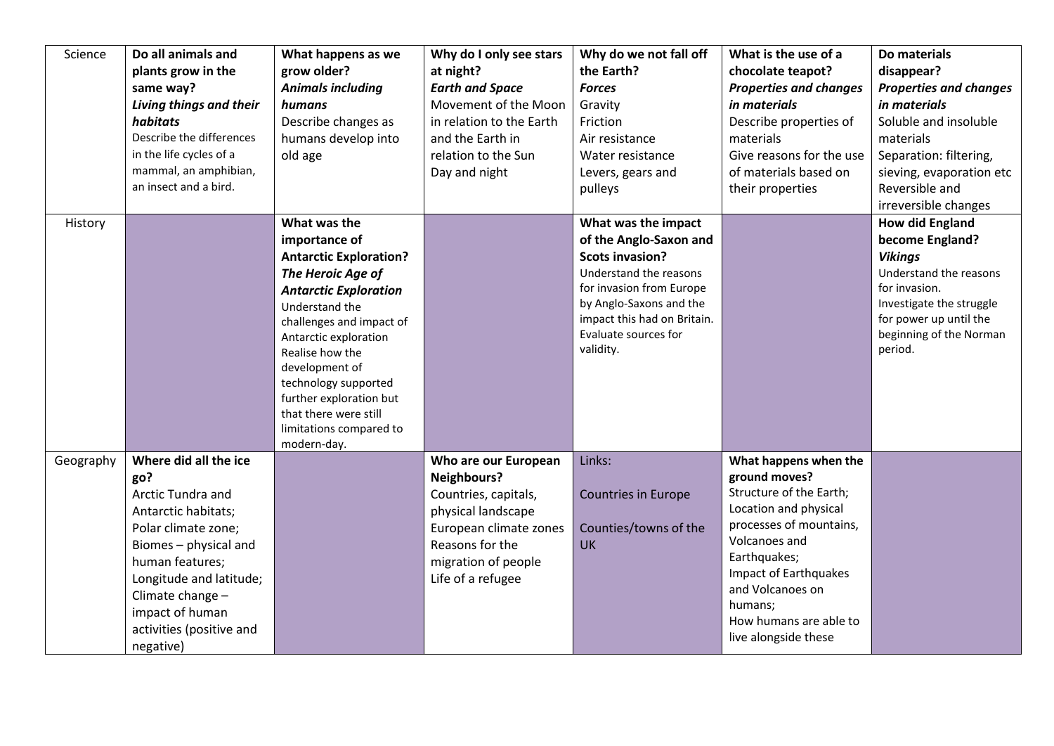| Science | **Do all animals and plants grow in the same way?** ***Living things and their habitats*** Describe the differences in the life cycles of a mammal, an amphibian, an insect and a bird. | **What happens as we grow older?** ***Animals including humans*** Describe changes as humans develop into old age | **Why do I only see stars at night?** ***Earth and Space*** Movement of the Moon in relation to the Earth and the Earth in relation to the Sun Day and night | **Why do we not fall off the Earth?** ***Forces*** Gravity Friction Air resistance Water resistance Levers, gears and pulleys | **What is the use of a chocolate teapot?** ***Properties and changes in materials*** Describe properties of materials Give reasons for the use of materials based on their properties | **Do materials disappear?** ***Properties and changes in materials*** Soluble and insoluble materials Separation: filtering, sieving, evaporation etc Reversible and irreversible changes |
|---|---|---|---|---|---|---|
| History | | **What was the importance of Antarctic Exploration?** ***The Heroic Age of Antarctic Exploration*** Understand the challenges and impact of Antarctic exploration Realise how the development of technology supported further exploration but that there were still limitations compared to modern-day. | | **What was the impact of the Anglo-Saxon and Scots invasion?** Understand the reasons for invasion from Europe by Anglo-Saxons and the impact this had on Britain. Evaluate sources for validity. | | **How did England become England?** ***Vikings*** Understand the reasons for invasion. Investigate the struggle for power up until the beginning of the Norman period. |
| Geography | **Where did all the ice go?** Arctic Tundra and Antarctic habitats; Polar climate zone; Biomes – physical and human features; Longitude and latitude; Climate change – impact of human activities (positive and negative) | | **Who are our European Neighbours?** Countries, capitals, physical landscape European climate zones Reasons for the migration of people Life of a refugee | Links: Countries in Europe Counties/towns of the UK | **What happens when the ground moves?** Structure of the Earth; Location and physical processes of mountains, Volcanoes and Earthquakes; Impact of Earthquakes and Volcanoes on humans; How humans are able to live alongside these | |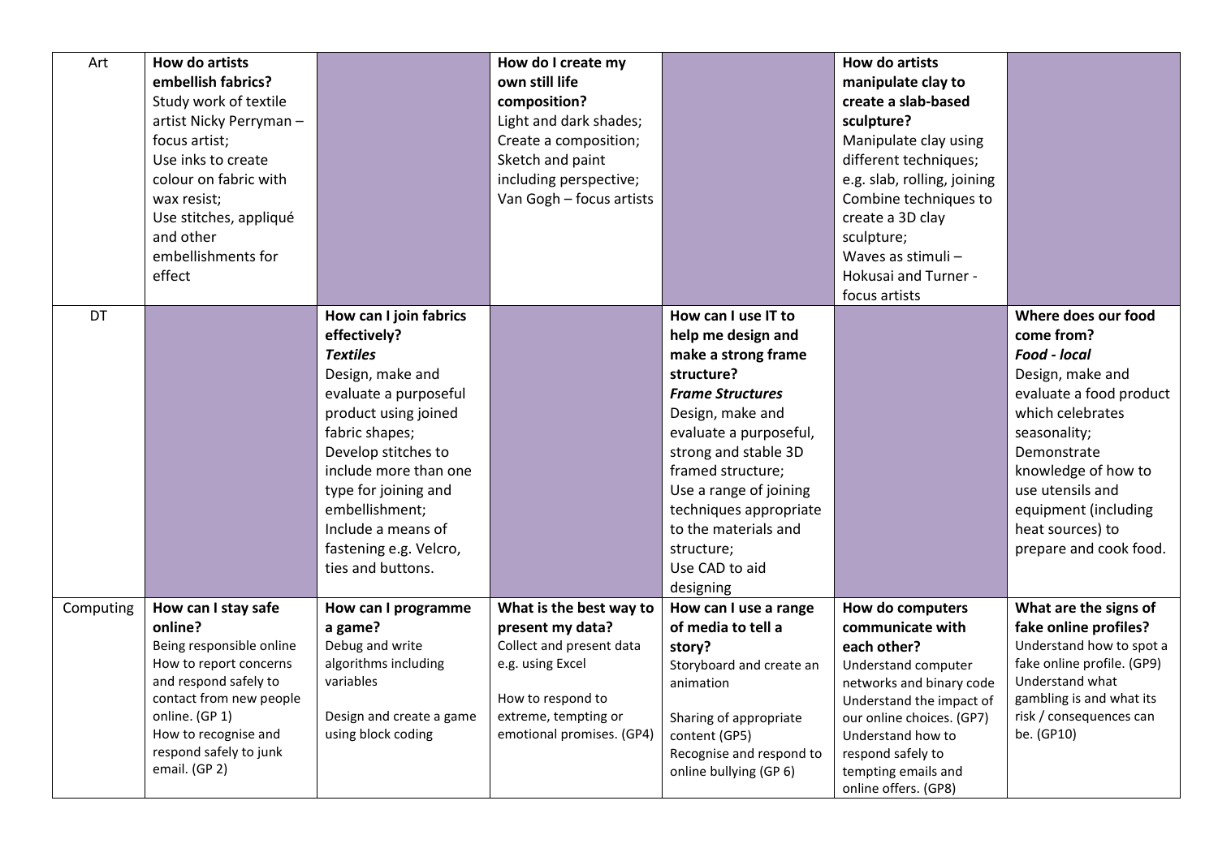| | | | | | | |
|---|---|---|---|---|---|---|
| Art | **How do artists embellish fabrics?** Study work of textile artist Nicky Perryman – focus artist; Use inks to create colour on fabric with wax resist; Use stitches, appliqué and other embellishments for effect | | **How do I create my own still life composition?** Light and dark shades; Create a composition; Sketch and paint including perspective; Van Gogh – focus artists | | **How do artists manipulate clay to create a slab-based sculpture?** Manipulate clay using different techniques; e.g. slab, rolling, joining Combine techniques to create a 3D clay sculpture; Waves as stimuli – Hokusai and Turner - focus artists | |
| DT | | **How can I join fabrics effectively?** ***Textiles*** Design, make and evaluate a purposeful product using joined fabric shapes; Develop stitches to include more than one type for joining and embellishment; Include a means of fastening e.g. Velcro, ties and buttons. | | **How can I use IT to help me design and make a strong frame structure?** ***Frame Structures*** Design, make and evaluate a purposeful, strong and stable 3D framed structure; Use a range of joining techniques appropriate to the materials and structure; Use CAD to aid designing | | **Where does our food come from?** ***Food - local*** Design, make and evaluate a food product which celebrates seasonality; Demonstrate knowledge of how to use utensils and equipment (including heat sources) to prepare and cook food. |
| Computing | **How can I stay safe online?** Being responsible online How to report concerns and respond safely to contact from new people online. (GP 1) How to recognise and respond safely to junk email. (GP 2) | **How can I programme a game?** Debug and write algorithms including variables Design and create a game using block coding | **What is the best way to present my data?** Collect and present data e.g. using Excel How to respond to extreme, tempting or emotional promises. (GP4) | **How can I use a range of media to tell a story?** Storyboard and create an animation Sharing of appropriate content (GP5) Recognise and respond to online bullying (GP 6) | **How do computers communicate with each other?** Understand computer networks and binary code Understand the impact of our online choices. (GP7) Understand how to respond safely to tempting emails and online offers. (GP8) | **What are the signs of fake online profiles?** Understand how to spot a fake online profile. (GP9) Understand what gambling is and what its risk / consequences can be. (GP10) |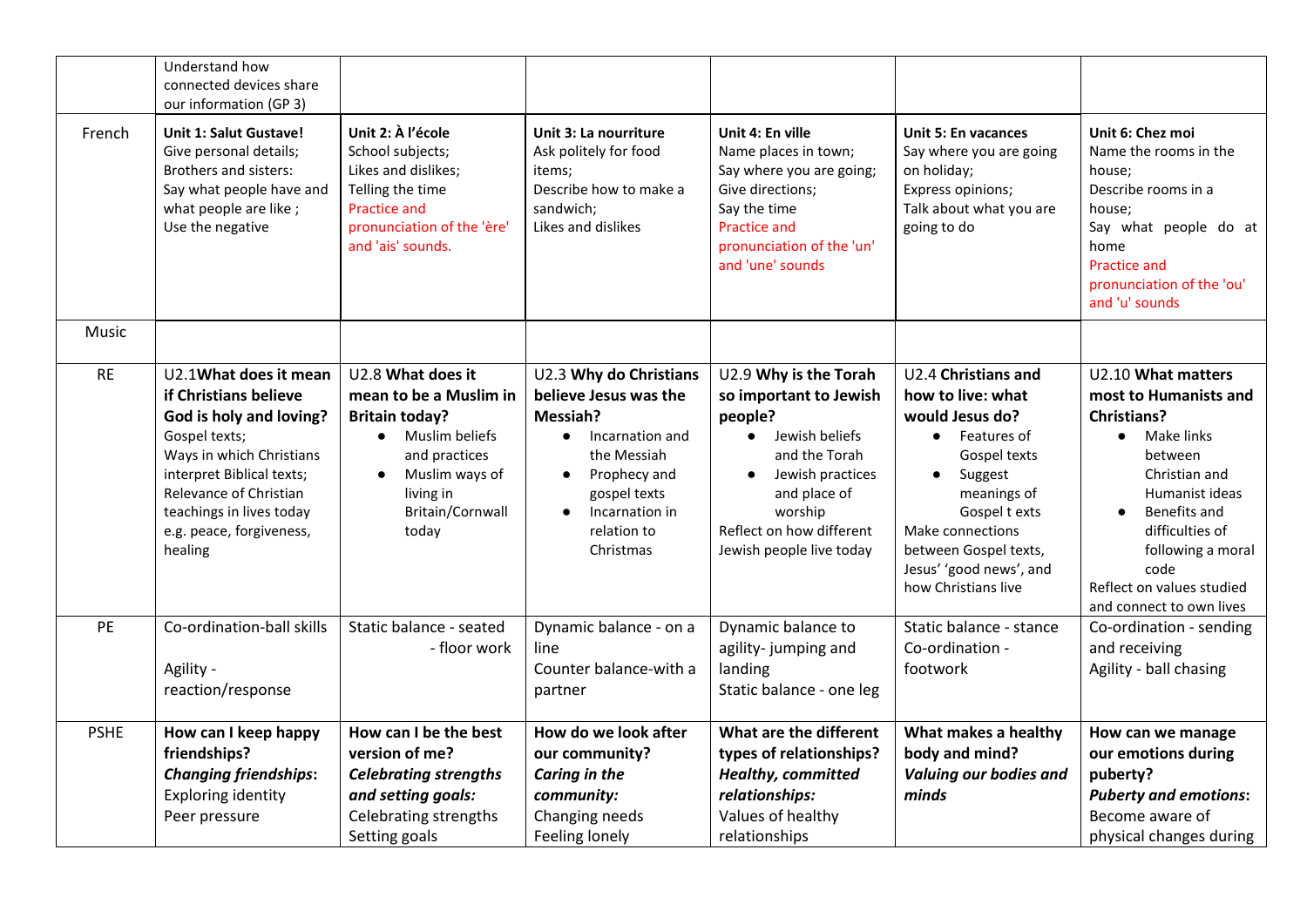| | | | | | | |
|---|---|---|---|---|---|---|
| | Understand how connected devices share our information (GP 3) | | | | | |
| French | **Unit 1: Salut Gustave!**<br>Give personal details;<br>Brothers and sisters:<br>Say what people have and what people are like ;<br>Use the negative | **Unit 2: À l'école**<br>School subjects;<br>Likes and dislikes;<br>Telling the time<br>Practice and pronunciation of the 'ère' and 'ais' sounds. | **Unit 3: La nourriture**<br>Ask politely for food items;<br>Describe how to make a sandwich;<br>Likes and dislikes | **Unit 4: En ville**<br>Name places in town;<br>Say where you are going;<br>Give directions;<br>Say the time<br>Practice and pronunciation of the 'un' and 'une' sounds | **Unit 5: En vacances**<br>Say where you are going on holiday;<br>Express opinions;<br>Talk about what you are going to do | **Unit 6: Chez moi**<br>Name the rooms in the house;<br>Describe rooms in a house;<br>Say what people do at home<br>Practice and pronunciation of the 'ou' and 'u' sounds |
| Music | | | | | | |
| RE | U2.1**What does it mean if Christians believe God is holy and loving?**<br>Gospel texts;<br>Ways in which Christians interpret Biblical texts;<br>Relevance of Christian teachings in lives today e.g. peace, forgiveness, healing | U2.8 **What does it mean to be a Muslim in Britain today?**<br>• Muslim beliefs and practices<br>• Muslim ways of living in Britain/Cornwall today | U2.3 **Why do Christians believe Jesus was the Messiah?**<br>• Incarnation and the Messiah<br>• Prophecy and gospel texts<br>• Incarnation in relation to Christmas | U2.9 **Why is the Torah so important to Jewish people?**<br>• Jewish beliefs and the Torah<br>• Jewish practices and place of worship<br>Reflect on how different Jewish people live today | U2.4 **Christians and how to live: what would Jesus do?**<br>• Features of Gospel texts<br>• Suggest meanings of Gospel t exts<br>Make connections between Gospel texts, Jesus' 'good news', and how Christians live | U2.10 **What matters most to Humanists and Christians?**<br>• Make links between Christian and Humanist ideas<br>• Benefits and difficulties of following a moral code<br>Reflect on values studied and connect to own lives |
| PE | Co-ordination-ball skills<br><br>Agility - reaction/response | Static balance - seated - floor work | Dynamic balance - on a line<br>Counter balance-with a partner | Dynamic balance to agility- jumping and landing<br>Static balance - one leg | Static balance - stance<br>Co-ordination - footwork | Co-ordination - sending and receiving<br>Agility - ball chasing |
| PSHE | **How can I keep happy friendships?**<br>***Changing friendships*:**<br>Exploring identity<br>Peer pressure | **How can I be the best version of me?**<br>***Celebrating strengths and setting goals:***<br>Celebrating strengths<br>Setting goals | **How do we look after our community?**<br>***Caring in the community:***<br>Changing needs<br>Feeling lonely | **What are the different types of relationships?**<br>***Healthy, committed relationships:***<br>Values of healthy relationships | **What makes a healthy body and mind?**<br>***Valuing our bodies and minds*** | **How can we manage our emotions during puberty?**<br>***Puberty and emotions*:**<br>Become aware of physical changes during |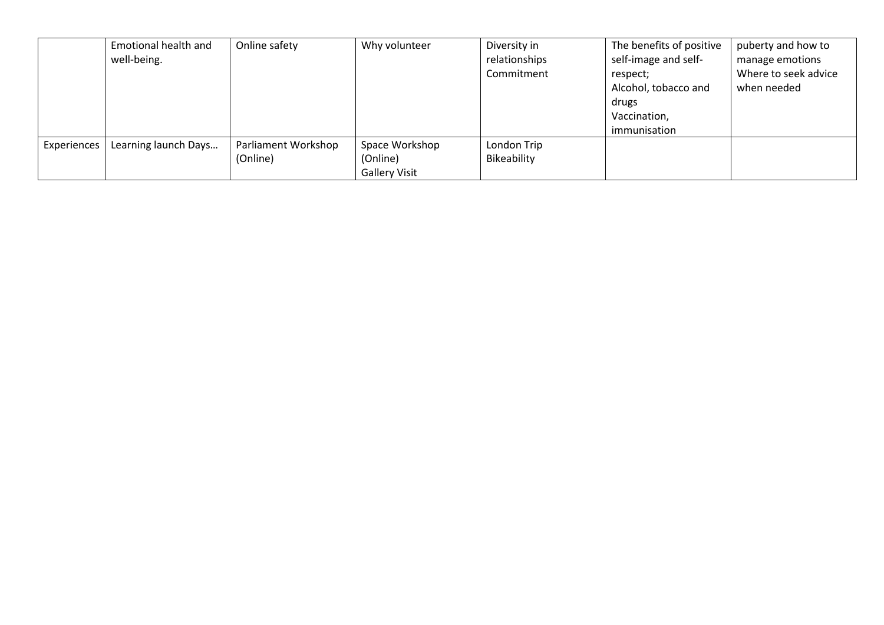| | | | | | | |
|---|---|---|---|---|---|---|
| | Emotional health and well-being. | Online safety | Why volunteer | Diversity in relationships<br>Commitment | The benefits of positive self-image and self-respect;<br>Alcohol, tobacco and drugs<br>Vaccination, immunisation | puberty and how to manage emotions<br>Where to seek advice when needed |
| Experiences | Learning launch Days… | Parliament Workshop (Online) | Space Workshop (Online)<br>Gallery Visit | London Trip<br>Bikeability | | |